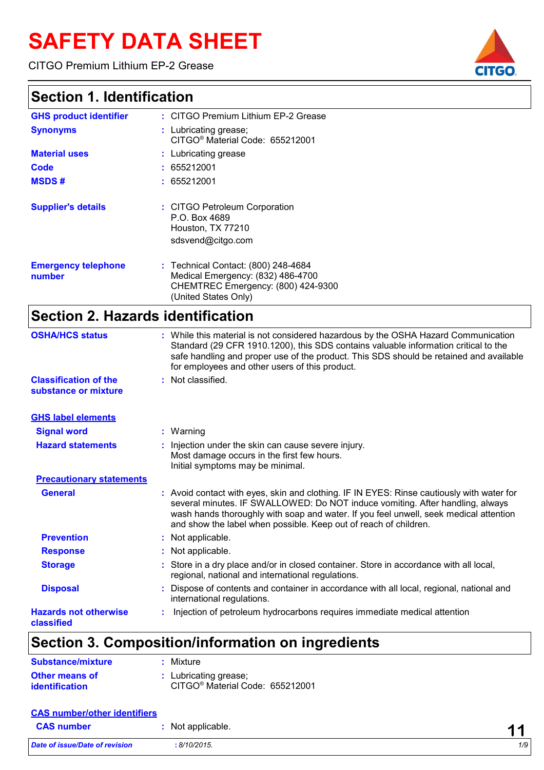# SAFETY DATA SHEET

CITGO Premium Lithium EP-2 Grease

## Section 1. Identification

| | | |
|---|---|---|
| **GHS product identifier** | : | CITGO Premium Lithium EP-2 Grease |
| **Synonyms** | : | Lubricating grease; CITGO® Material Code: 655212001 |
| **Material uses** | : | Lubricating grease |
| **Code** | : | 655212001 |
| **MSDS #** | : | 655212001 |
| **Supplier's details** | : | CITGO Petroleum Corporation<br>P.O. Box 4689<br>Houston, TX 77210<br>sdsvend@citgo.com |
| **Emergency telephone number** | : | Technical Contact: (800) 248-4684<br>Medical Emergency: (832) 486-4700<br>CHEMTREC Emergency: (800) 424-9300<br>(United States Only) |

## Section 2. Hazards identification

| | | |
|---|---|---|
| **OSHA/HCS status** | : | While this material is not considered hazardous by the OSHA Hazard Communication Standard (29 CFR 1910.1200), this SDS contains valuable information critical to the safe handling and proper use of the product. This SDS should be retained and available for employees and other users of this product. |
| **Classification of the substance or mixture** | : | Not classified. |

**GHS label elements**

| | | |
|---|---|---|
| **Signal word** | : | Warning |
| **Hazard statements** | : | Injection under the skin can cause severe injury.<br>Most damage occurs in the first few hours.<br>Initial symptoms may be minimal. |

**Precautionary statements**

| | | |
|---|---|---|
| **General** | : | Avoid contact with eyes, skin and clothing. IF IN EYES: Rinse cautiously with water for several minutes. IF SWALLOWED: Do NOT induce vomiting. After handling, always wash hands thoroughly with soap and water. If you feel unwell, seek medical attention and show the label when possible. Keep out of reach of children. |
| **Prevention** | : | Not applicable. |
| **Response** | : | Not applicable. |
| **Storage** | : | Store in a dry place and/or in closed container. Store in accordance with all local, regional, national and international regulations. |
| **Disposal** | : | Dispose of contents and container in accordance with all local, regional, national and international regulations. |
| **Hazards not otherwise classified** | : | Injection of petroleum hydrocarbons requires immediate medical attention |

## Section 3. Composition/information on ingredients

| | | |
|---|---|---|
| **Substance/mixture** | : | Mixture |
| **Other means of identification** | : | Lubricating grease; CITGO® Material Code: 655212001 |

**CAS number/other identifiers**

| | | |
|---|---|---|
| **CAS number** | : | Not applicable. |

11

*Date of issue/Date of revision* : 8/10/2015.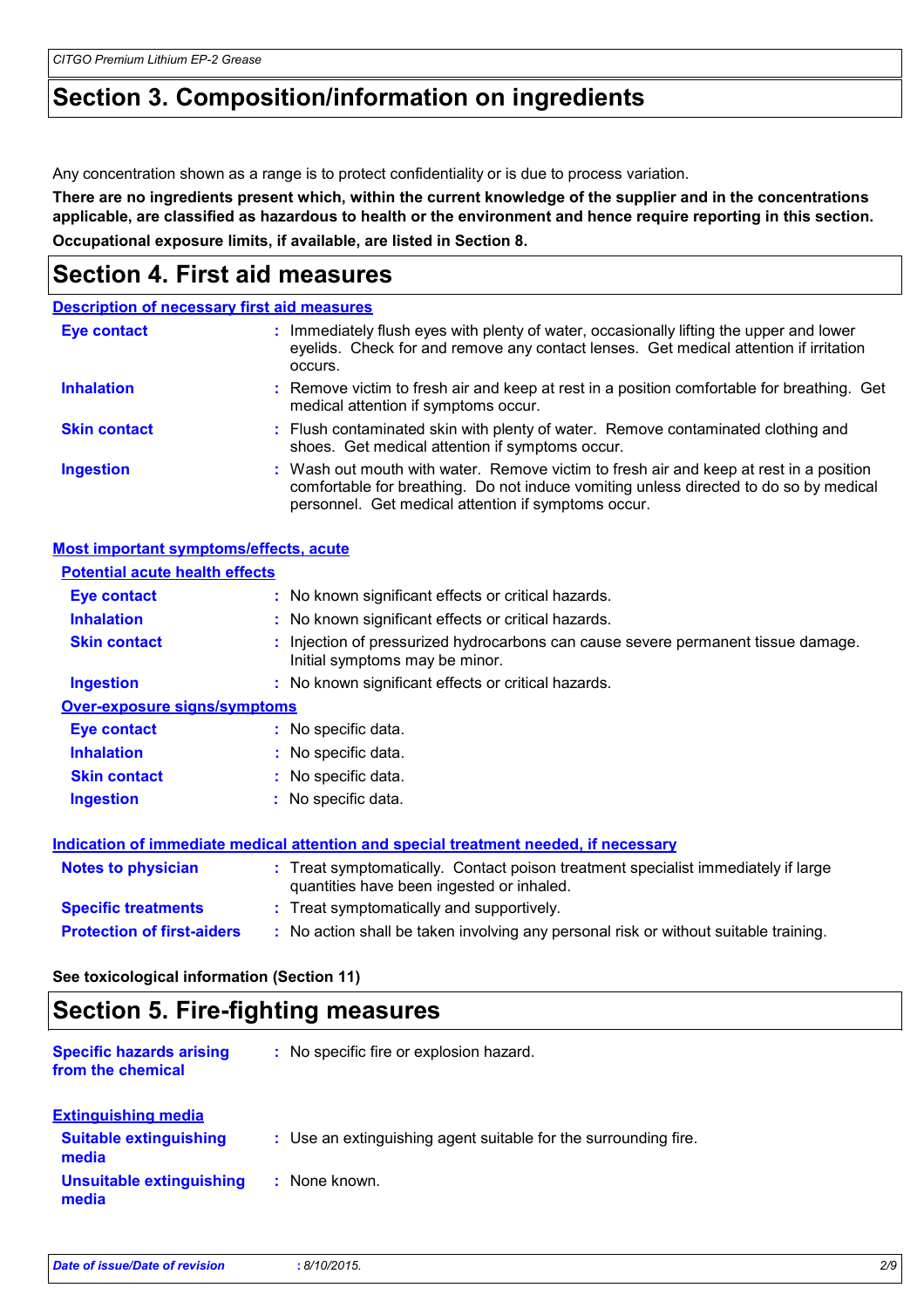# Section 3. Composition/information on ingredients

Any concentration shown as a range is to protect confidentiality or is due to process variation.

**There are no ingredients present which, within the current knowledge of the supplier and in the concentrations applicable, are classified as hazardous to health or the environment and hence require reporting in this section.**

**Occupational exposure limits, if available, are listed in Section 8.**

# Section 4. First aid measures

## Description of necessary first aid measures

**Eye contact** : Immediately flush eyes with plenty of water, occasionally lifting the upper and lower eyelids. Check for and remove any contact lenses. Get medical attention if irritation occurs.

**Inhalation** : Remove victim to fresh air and keep at rest in a position comfortable for breathing. Get medical attention if symptoms occur.

**Skin contact** : Flush contaminated skin with plenty of water. Remove contaminated clothing and shoes. Get medical attention if symptoms occur.

**Ingestion** : Wash out mouth with water. Remove victim to fresh air and keep at rest in a position comfortable for breathing. Do not induce vomiting unless directed to do so by medical personnel. Get medical attention if symptoms occur.

## Most important symptoms/effects, acute

### Potential acute health effects

**Eye contact** : No known significant effects or critical hazards.

**Inhalation** : No known significant effects or critical hazards.

**Skin contact** : Injection of pressurized hydrocarbons can cause severe permanent tissue damage. Initial symptoms may be minor.

**Ingestion** : No known significant effects or critical hazards.

### Over-exposure signs/symptoms

**Eye contact** : No specific data.

**Inhalation** : No specific data.

**Skin contact** : No specific data.

**Ingestion** : No specific data.

## Indication of immediate medical attention and special treatment needed, if necessary

**Notes to physician** : Treat symptomatically. Contact poison treatment specialist immediately if large quantities have been ingested or inhaled.

**Specific treatments** : Treat symptomatically and supportively.

**Protection of first-aiders** : No action shall be taken involving any personal risk or without suitable training.

**See toxicological information (Section 11)**

# Section 5. Fire-fighting measures

**Specific hazards arising from the chemical** : No specific fire or explosion hazard.

## Extinguishing media

**Suitable extinguishing media** : Use an extinguishing agent suitable for the surrounding fire.

**Unsuitable extinguishing media** : None known.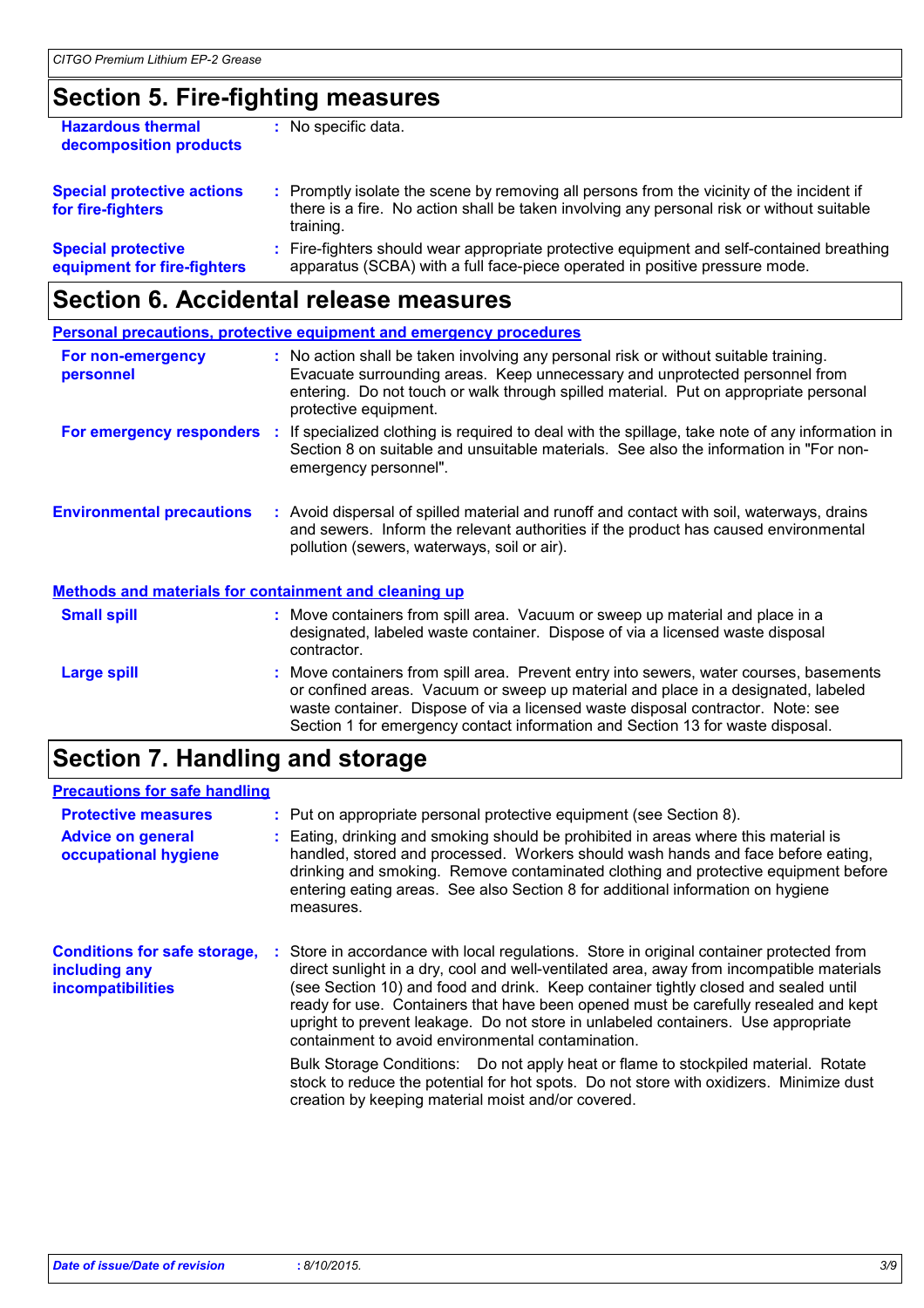## Section 5. Fire-fighting measures

**Hazardous thermal decomposition products** : No specific data.

**Special protective actions for fire-fighters** : Promptly isolate the scene by removing all persons from the vicinity of the incident if there is a fire. No action shall be taken involving any personal risk or without suitable training.

**Special protective equipment for fire-fighters** : Fire-fighters should wear appropriate protective equipment and self-contained breathing apparatus (SCBA) with a full face-piece operated in positive pressure mode.

## Section 6. Accidental release measures

### Personal precautions, protective equipment and emergency procedures

**For non-emergency personnel** : No action shall be taken involving any personal risk or without suitable training. Evacuate surrounding areas. Keep unnecessary and unprotected personnel from entering. Do not touch or walk through spilled material. Put on appropriate personal protective equipment.

**For emergency responders** : If specialized clothing is required to deal with the spillage, take note of any information in Section 8 on suitable and unsuitable materials. See also the information in "For non-emergency personnel".

**Environmental precautions** : Avoid dispersal of spilled material and runoff and contact with soil, waterways, drains and sewers. Inform the relevant authorities if the product has caused environmental pollution (sewers, waterways, soil or air).

### Methods and materials for containment and cleaning up

**Small spill** : Move containers from spill area. Vacuum or sweep up material and place in a designated, labeled waste container. Dispose of via a licensed waste disposal contractor.

**Large spill** : Move containers from spill area. Prevent entry into sewers, water courses, basements or confined areas. Vacuum or sweep up material and place in a designated, labeled waste container. Dispose of via a licensed waste disposal contractor. Note: see Section 1 for emergency contact information and Section 13 for waste disposal.

## Section 7. Handling and storage

### Precautions for safe handling

**Protective measures** : Put on appropriate personal protective equipment (see Section 8).

**Advice on general occupational hygiene** : Eating, drinking and smoking should be prohibited in areas where this material is handled, stored and processed. Workers should wash hands and face before eating, drinking and smoking. Remove contaminated clothing and protective equipment before entering eating areas. See also Section 8 for additional information on hygiene measures.

**Conditions for safe storage, including any incompatibilities** : Store in accordance with local regulations. Store in original container protected from direct sunlight in a dry, cool and well-ventilated area, away from incompatible materials (see Section 10) and food and drink. Keep container tightly closed and sealed until ready for use. Containers that have been opened must be carefully resealed and kept upright to prevent leakage. Do not store in unlabeled containers. Use appropriate containment to avoid environmental contamination.

Bulk Storage Conditions: Do not apply heat or flame to stockpiled material. Rotate stock to reduce the potential for hot spots. Do not store with oxidizers. Minimize dust creation by keeping material moist and/or covered.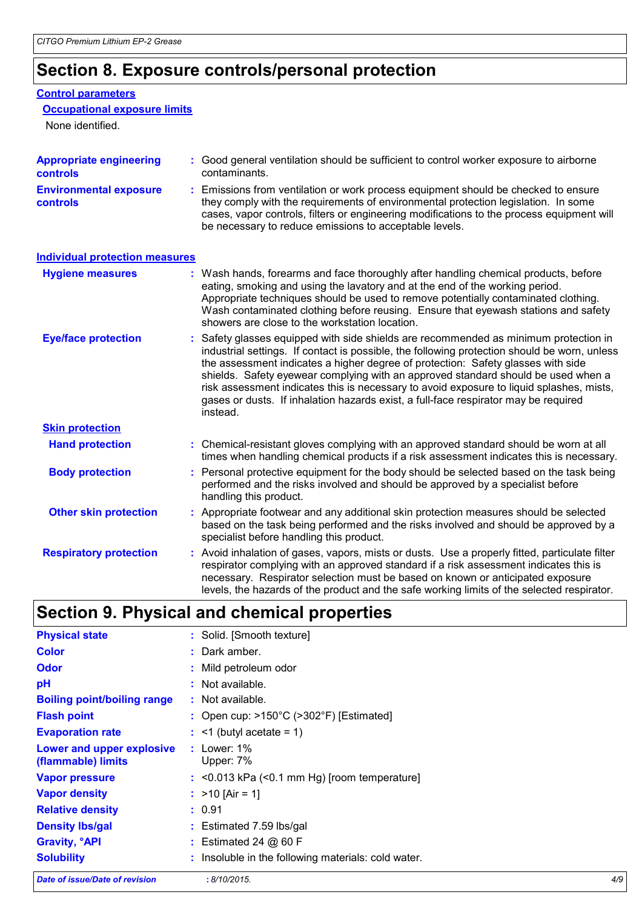## Section 8. Exposure controls/personal protection

### Control parameters

#### Occupational exposure limits

None identified.

**Appropriate engineering controls** : Good general ventilation should be sufficient to control worker exposure to airborne contaminants.

**Environmental exposure controls** : Emissions from ventilation or work process equipment should be checked to ensure they comply with the requirements of environmental protection legislation. In some cases, vapor controls, filters or engineering modifications to the process equipment will be necessary to reduce emissions to acceptable levels.

### Individual protection measures

**Hygiene measures** : Wash hands, forearms and face thoroughly after handling chemical products, before eating, smoking and using the lavatory and at the end of the working period. Appropriate techniques should be used to remove potentially contaminated clothing. Wash contaminated clothing before reusing. Ensure that eyewash stations and safety showers are close to the workstation location.

**Eye/face protection** : Safety glasses equipped with side shields are recommended as minimum protection in industrial settings. If contact is possible, the following protection should be worn, unless the assessment indicates a higher degree of protection: Safety glasses with side shields. Safety eyewear complying with an approved standard should be used when a risk assessment indicates this is necessary to avoid exposure to liquid splashes, mists, gases or dusts. If inhalation hazards exist, a full-face respirator may be required instead.

#### Skin protection

**Hand protection** : Chemical-resistant gloves complying with an approved standard should be worn at all times when handling chemical products if a risk assessment indicates this is necessary.

**Body protection** : Personal protective equipment for the body should be selected based on the task being performed and the risks involved and should be approved by a specialist before handling this product.

**Other skin protection** : Appropriate footwear and any additional skin protection measures should be selected based on the task being performed and the risks involved and should be approved by a specialist before handling this product.

**Respiratory protection** : Avoid inhalation of gases, vapors, mists or dusts. Use a properly fitted, particulate filter respirator complying with an approved standard if a risk assessment indicates this is necessary. Respirator selection must be based on known or anticipated exposure levels, the hazards of the product and the safe working limits of the selected respirator.

## Section 9. Physical and chemical properties

**Physical state** : Solid. [Smooth texture]

**Color** : Dark amber.

**Odor** : Mild petroleum odor

**pH** : Not available.

**Boiling point/boiling range** : Not available.

**Flash point** : Open cup: >150°C (>302°F) [Estimated]

**Evaporation rate** : <1 (butyl acetate = 1)

**Lower and upper explosive (flammable) limits** : Lower: 1%
Upper: 7%

**Vapor pressure** : <0.013 kPa (<0.1 mm Hg) [room temperature]

**Vapor density** : >10 [Air = 1]

**Relative density** : 0.91

**Density lbs/gal** : Estimated 7.59 lbs/gal

**Gravity, °API** : Estimated 24 @ 60 F

**Solubility** : Insoluble in the following materials: cold water.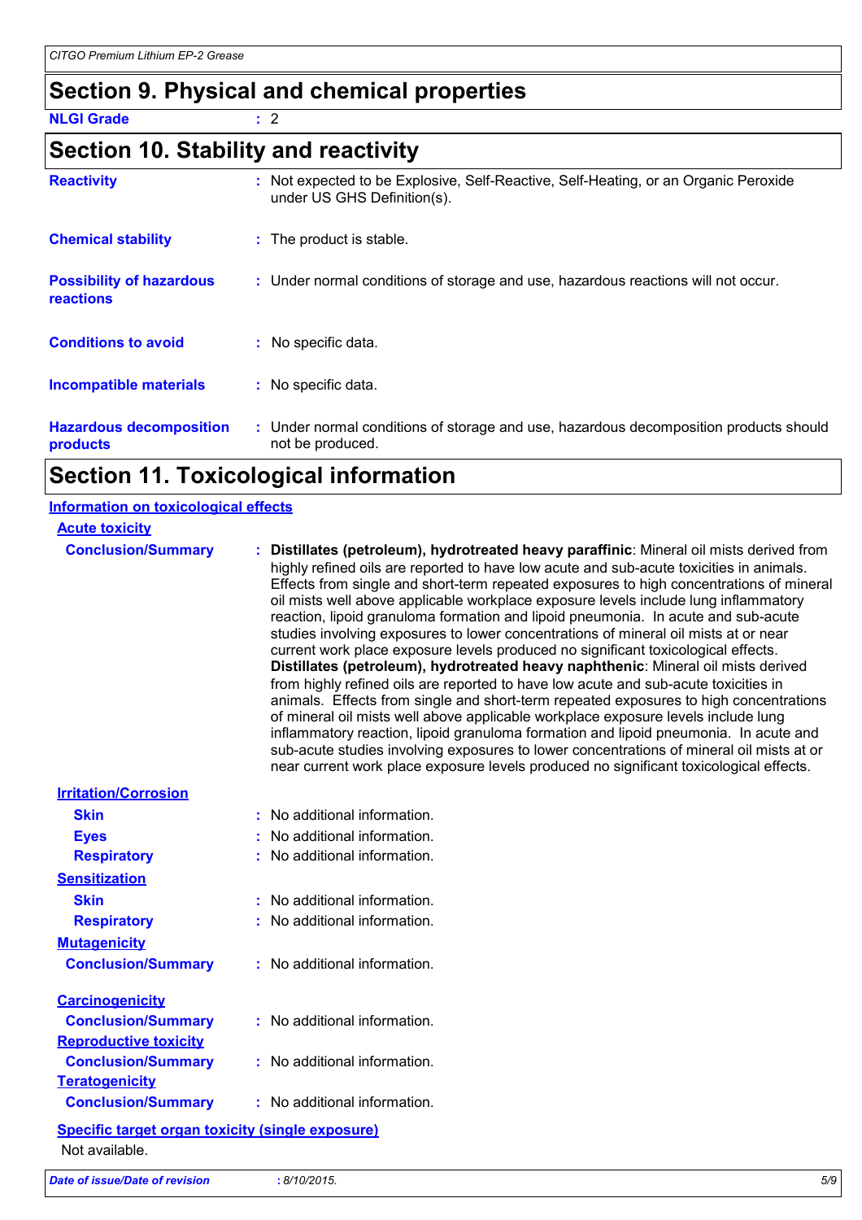## Section 9. Physical and chemical properties

**NLGI Grade** : 2

## Section 10. Stability and reactivity

| | |
|---|---|
| **Reactivity** | : Not expected to be Explosive, Self-Reactive, Self-Heating, or an Organic Peroxide under US GHS Definition(s). |
| **Chemical stability** | : The product is stable. |
| **Possibility of hazardous reactions** | : Under normal conditions of storage and use, hazardous reactions will not occur. |
| **Conditions to avoid** | : No specific data. |
| **Incompatible materials** | : No specific data. |
| **Hazardous decomposition products** | : Under normal conditions of storage and use, hazardous decomposition products should not be produced. |

## Section 11. Toxicological information

### Information on toxicological effects

#### Acute toxicity

**Conclusion/Summary** : **Distillates (petroleum), hydrotreated heavy paraffinic**: Mineral oil mists derived from highly refined oils are reported to have low acute and sub-acute toxicities in animals. Effects from single and short-term repeated exposures to high concentrations of mineral oil mists well above applicable workplace exposure levels include lung inflammatory reaction, lipoid granuloma formation and lipoid pneumonia. In acute and sub-acute studies involving exposures to lower concentrations of mineral oil mists at or near current work place exposure levels produced no significant toxicological effects.
**Distillates (petroleum), hydrotreated heavy naphthenic**: Mineral oil mists derived from highly refined oils are reported to have low acute and sub-acute toxicities in animals. Effects from single and short-term repeated exposures to high concentrations of mineral oil mists well above applicable workplace exposure levels include lung inflammatory reaction, lipoid granuloma formation and lipoid pneumonia. In acute and sub-acute studies involving exposures to lower concentrations of mineral oil mists at or near current work place exposure levels produced no significant toxicological effects.

#### Irritation/Corrosion

**Skin** : No additional information.
**Eyes** : No additional information.
**Respiratory** : No additional information.

#### Sensitization

**Skin** : No additional information.
**Respiratory** : No additional information.

#### Mutagenicity

**Conclusion/Summary** : No additional information.

#### Carcinogenicity

**Conclusion/Summary** : No additional information.

#### Reproductive toxicity

**Conclusion/Summary** : No additional information.

#### Teratogenicity

**Conclusion/Summary** : No additional information.

#### Specific target organ toxicity (single exposure)

Not available.

*Date of issue/Date of revision* : *8/10/2015.*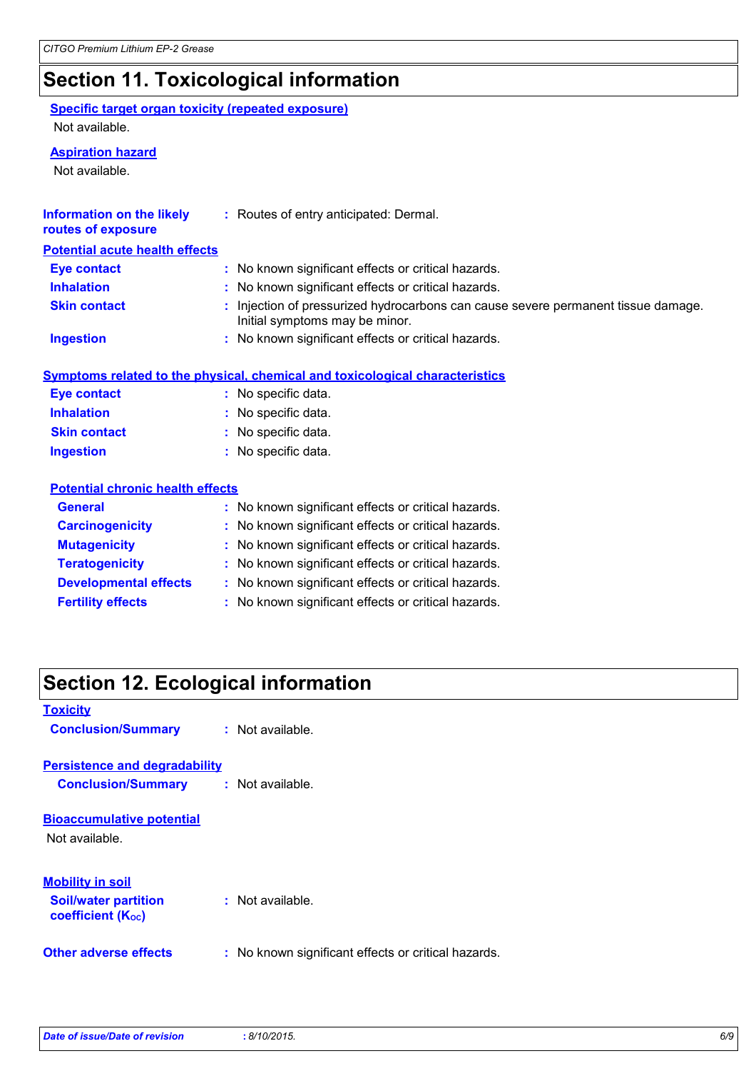## Section 11. Toxicological information

**Specific target organ toxicity (repeated exposure)**

Not available.

**Aspiration hazard**

Not available.

**Information on the likely routes of exposure** : Routes of entry anticipated: Dermal.

**Potential acute health effects**

**Eye contact** : No known significant effects or critical hazards.

**Inhalation** : No known significant effects or critical hazards.

**Skin contact** : Injection of pressurized hydrocarbons can cause severe permanent tissue damage. Initial symptoms may be minor.

**Ingestion** : No known significant effects or critical hazards.

**Symptoms related to the physical, chemical and toxicological characteristics**

**Eye contact** : No specific data.

**Inhalation** : No specific data.

**Skin contact** : No specific data.

**Ingestion** : No specific data.

**Potential chronic health effects**

**General** : No known significant effects or critical hazards.

**Carcinogenicity** : No known significant effects or critical hazards.

**Mutagenicity** : No known significant effects or critical hazards.

**Teratogenicity** : No known significant effects or critical hazards.

**Developmental effects** : No known significant effects or critical hazards.

**Fertility effects** : No known significant effects or critical hazards.

## Section 12. Ecological information

**Toxicity**

**Conclusion/Summary** : Not available.

**Persistence and degradability**

**Conclusion/Summary** : Not available.

**Bioaccumulative potential**

Not available.

**Mobility in soil**

**Soil/water partition coefficient ($K_{OC}$)** : Not available.

**Other adverse effects** : No known significant effects or critical hazards.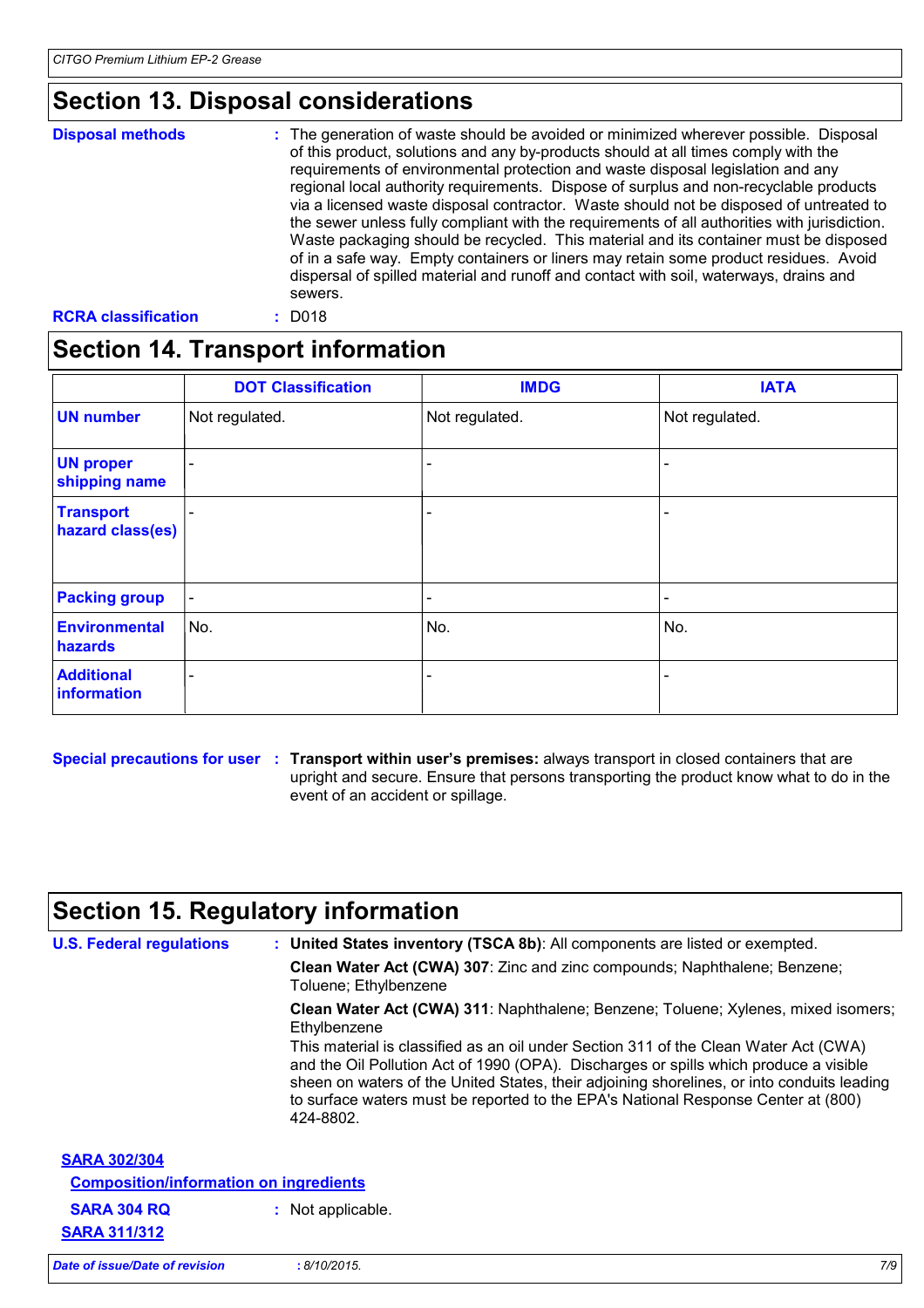## Section 13. Disposal considerations

**Disposal methods** : The generation of waste should be avoided or minimized wherever possible. Disposal of this product, solutions and any by-products should at all times comply with the requirements of environmental protection and waste disposal legislation and any regional local authority requirements. Dispose of surplus and non-recyclable products via a licensed waste disposal contractor. Waste should not be disposed of untreated to the sewer unless fully compliant with the requirements of all authorities with jurisdiction. Waste packaging should be recycled. This material and its container must be disposed of in a safe way. Empty containers or liners may retain some product residues. Avoid dispersal of spilled material and runoff and contact with soil, waterways, drains and sewers.

**RCRA classification** : D018

## Section 14. Transport information

| | DOT Classification | IMDG | IATA |
|---|---|---|---|
| **UN number** | Not regulated. | Not regulated. | Not regulated. |
| **UN proper shipping name** | - | - | - |
| **Transport hazard class(es)** | - | - | - |
| **Packing group** | - | - | - |
| **Environmental hazards** | No. | No. | No. |
| **Additional information** | - | - | - |

**Special precautions for user** : **Transport within user's premises:** always transport in closed containers that are upright and secure. Ensure that persons transporting the product know what to do in the event of an accident or spillage.

## Section 15. Regulatory information

**U.S. Federal regulations** : **United States inventory (TSCA 8b)**: All components are listed or exempted.

**Clean Water Act (CWA) 307**: Zinc and zinc compounds; Naphthalene; Benzene; Toluene; Ethylbenzene

**Clean Water Act (CWA) 311**: Naphthalene; Benzene; Toluene; Xylenes, mixed isomers; Ethylbenzene

This material is classified as an oil under Section 311 of the Clean Water Act (CWA) and the Oil Pollution Act of 1990 (OPA). Discharges or spills which produce a visible sheen on waters of the United States, their adjoining shorelines, or into conduits leading to surface waters must be reported to the EPA's National Response Center at (800) 424-8802.

**SARA 302/304**

**Composition/information on ingredients**

**SARA 304 RQ** : Not applicable.

**SARA 311/312**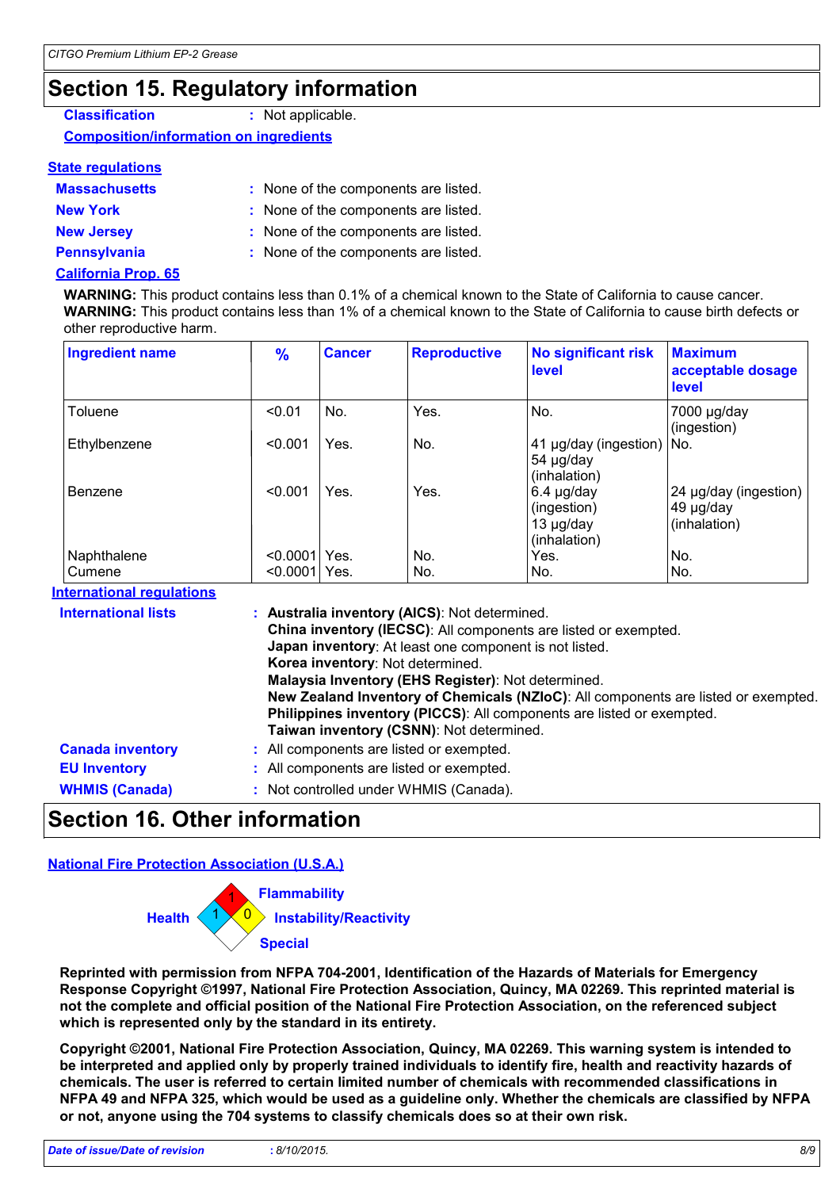## Section 15. Regulatory information

**Classification** : Not applicable.

**Composition/information on ingredients**

**State regulations**

**Massachusetts** : None of the components are listed.

**New York** : None of the components are listed.

**New Jersey** : None of the components are listed.

**Pennsylvania** : None of the components are listed.

**California Prop. 65**

**WARNING:** This product contains less than 0.1% of a chemical known to the State of California to cause cancer.
**WARNING:** This product contains less than 1% of a chemical known to the State of California to cause birth defects or other reproductive harm.

| Ingredient name | % | Cancer | Reproductive | No significant risk level | Maximum acceptable dosage level |
|---|---|---|---|---|---|
| Toluene | <0.01 | No. | Yes. | No. | 7000 µg/day (ingestion) |
| Ethylbenzene | <0.001 | Yes. | No. | 41 µg/day (ingestion) 54 µg/day (inhalation) | No. |
| Benzene | <0.001 | Yes. | Yes. | 6.4 µg/day (ingestion) 13 µg/day (inhalation) | 24 µg/day (ingestion) 49 µg/day (inhalation) |
| Naphthalene | <0.0001 | Yes. | No. | Yes. | No. |
| Cumene | <0.0001 | Yes. | No. | No. | No. |

**International regulations**

**International lists** : **Australia inventory (AICS)**: Not determined.
**China inventory (IECSC)**: All components are listed or exempted.
**Japan inventory**: At least one component is not listed.
**Korea inventory**: Not determined.
**Malaysia Inventory (EHS Register)**: Not determined.
**New Zealand Inventory of Chemicals (NZIoC)**: All components are listed or exempted.
**Philippines inventory (PICCS)**: All components are listed or exempted.
**Taiwan inventory (CSNN)**: Not determined.

**Canada inventory** : All components are listed or exempted.

**EU Inventory** : All components are listed or exempted.

**WHMIS (Canada)** : Not controlled under WHMIS (Canada).

## Section 16. Other information

**National Fire Protection Association (U.S.A.)**

Health: 1
Flammability: 1
Instability/Reactivity: 0
Special:

**Reprinted with permission from NFPA 704-2001, Identification of the Hazards of Materials for Emergency Response Copyright ©1997, National Fire Protection Association, Quincy, MA 02269. This reprinted material is not the complete and official position of the National Fire Protection Association, on the referenced subject which is represented only by the standard in its entirety.**

**Copyright ©2001, National Fire Protection Association, Quincy, MA 02269. This warning system is intended to be interpreted and applied only by properly trained individuals to identify fire, health and reactivity hazards of chemicals. The user is referred to certain limited number of chemicals with recommended classifications in NFPA 49 and NFPA 325, which would be used as a guideline only. Whether the chemicals are classified by NFPA or not, anyone using the 704 systems to classify chemicals does so at their own risk.**

*Date of issue/Date of revision* : *8/10/2015.*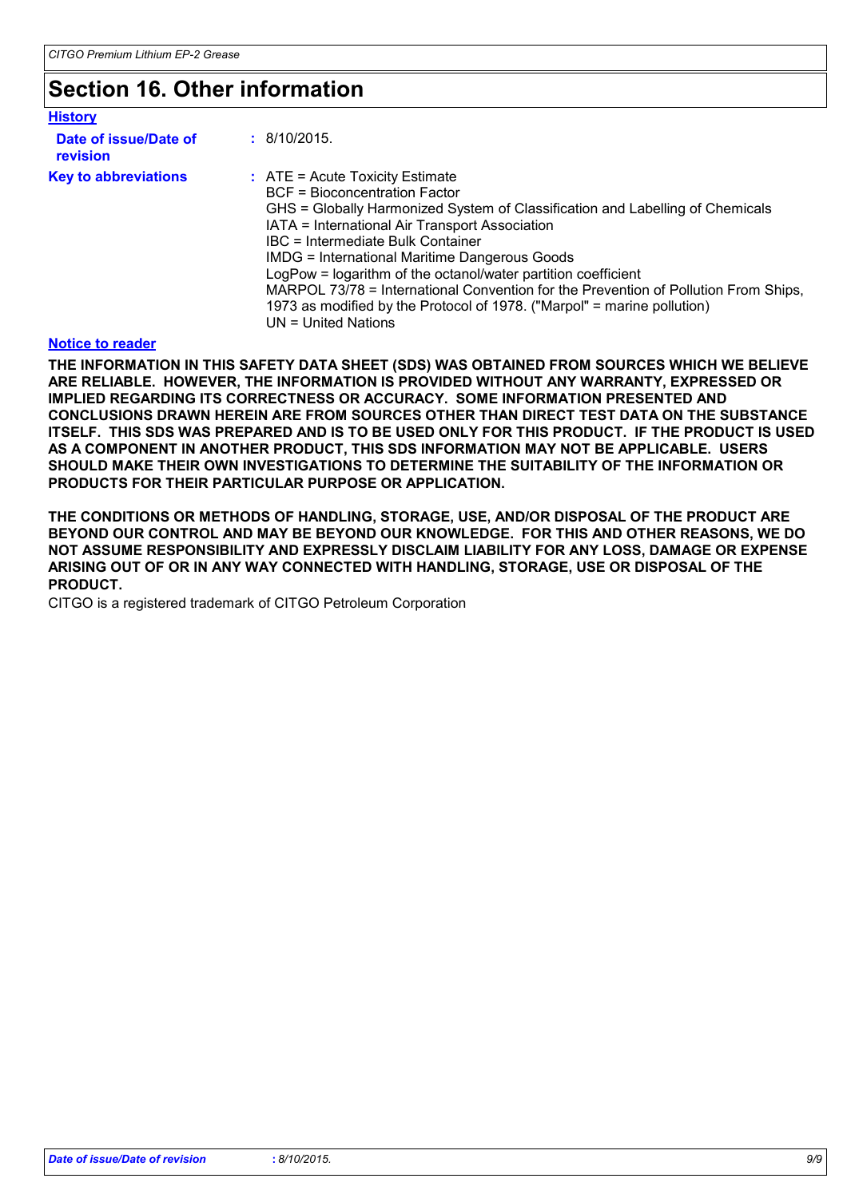## Section 16. Other information

### History

**Date of issue/Date of revision** : 8/10/2015.

**Key to abbreviations** : ATE = Acute Toxicity Estimate
BCF = Bioconcentration Factor
GHS = Globally Harmonized System of Classification and Labelling of Chemicals
IATA = International Air Transport Association
IBC = Intermediate Bulk Container
IMDG = International Maritime Dangerous Goods
LogPow = logarithm of the octanol/water partition coefficient
MARPOL 73/78 = International Convention for the Prevention of Pollution From Ships, 1973 as modified by the Protocol of 1978. ("Marpol" = marine pollution)
UN = United Nations

### Notice to reader

**THE INFORMATION IN THIS SAFETY DATA SHEET (SDS) WAS OBTAINED FROM SOURCES WHICH WE BELIEVE ARE RELIABLE. HOWEVER, THE INFORMATION IS PROVIDED WITHOUT ANY WARRANTY, EXPRESSED OR IMPLIED REGARDING ITS CORRECTNESS OR ACCURACY. SOME INFORMATION PRESENTED AND CONCLUSIONS DRAWN HEREIN ARE FROM SOURCES OTHER THAN DIRECT TEST DATA ON THE SUBSTANCE ITSELF. THIS SDS WAS PREPARED AND IS TO BE USED ONLY FOR THIS PRODUCT. IF THE PRODUCT IS USED AS A COMPONENT IN ANOTHER PRODUCT, THIS SDS INFORMATION MAY NOT BE APPLICABLE. USERS SHOULD MAKE THEIR OWN INVESTIGATIONS TO DETERMINE THE SUITABILITY OF THE INFORMATION OR PRODUCTS FOR THEIR PARTICULAR PURPOSE OR APPLICATION.**

**THE CONDITIONS OR METHODS OF HANDLING, STORAGE, USE, AND/OR DISPOSAL OF THE PRODUCT ARE BEYOND OUR CONTROL AND MAY BE BEYOND OUR KNOWLEDGE. FOR THIS AND OTHER REASONS, WE DO NOT ASSUME RESPONSIBILITY AND EXPRESSLY DISCLAIM LIABILITY FOR ANY LOSS, DAMAGE OR EXPENSE ARISING OUT OF OR IN ANY WAY CONNECTED WITH HANDLING, STORAGE, USE OR DISPOSAL OF THE PRODUCT.**

CITGO is a registered trademark of CITGO Petroleum Corporation